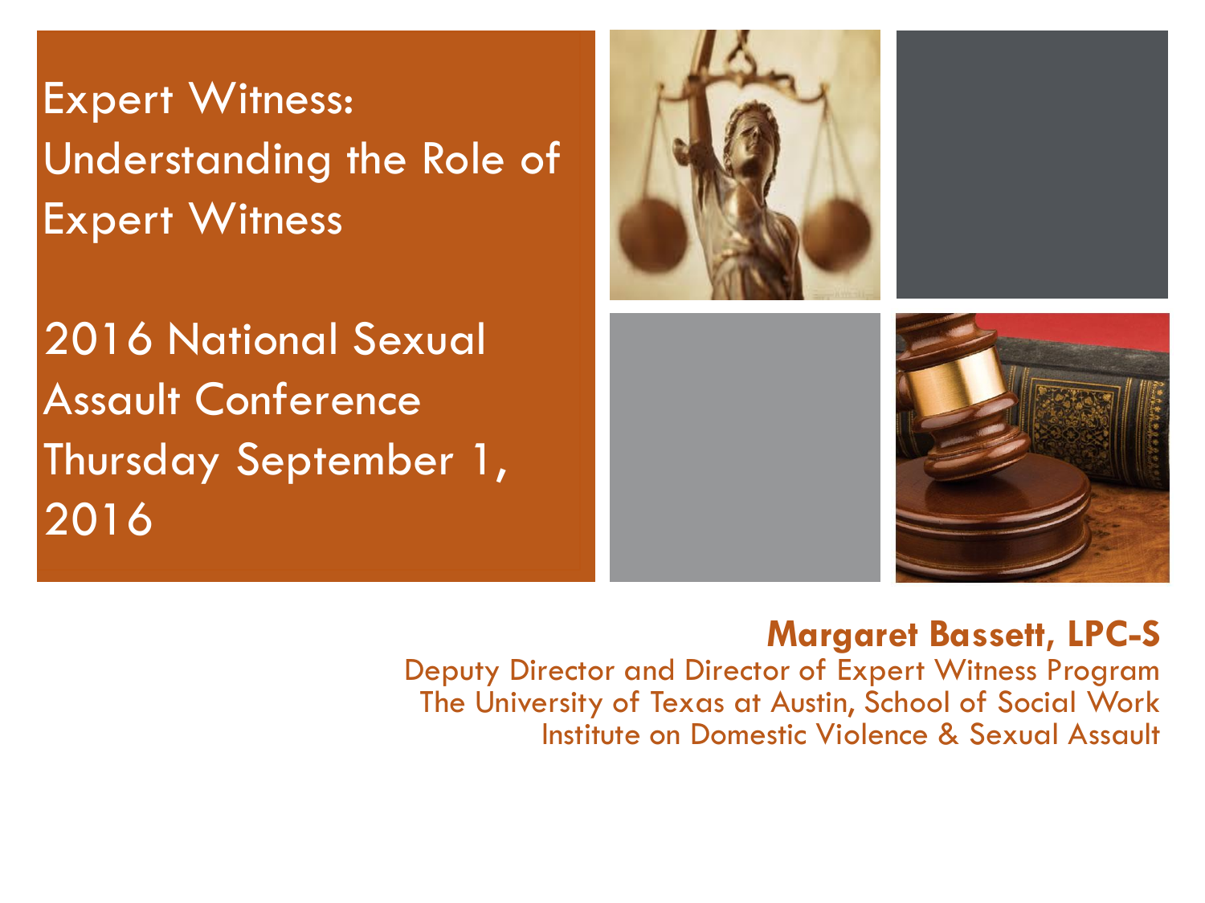# Expert Witness: Understanding the Role of Expert Witness

2016 National Sexual Assault Conference
Thursday September 1, 2016

**Margaret Bassett, LPC-S**
Deputy Director and Director of Expert Witness Program
The University of Texas at Austin, School of Social Work
Institute on Domestic Violence & Sexual Assault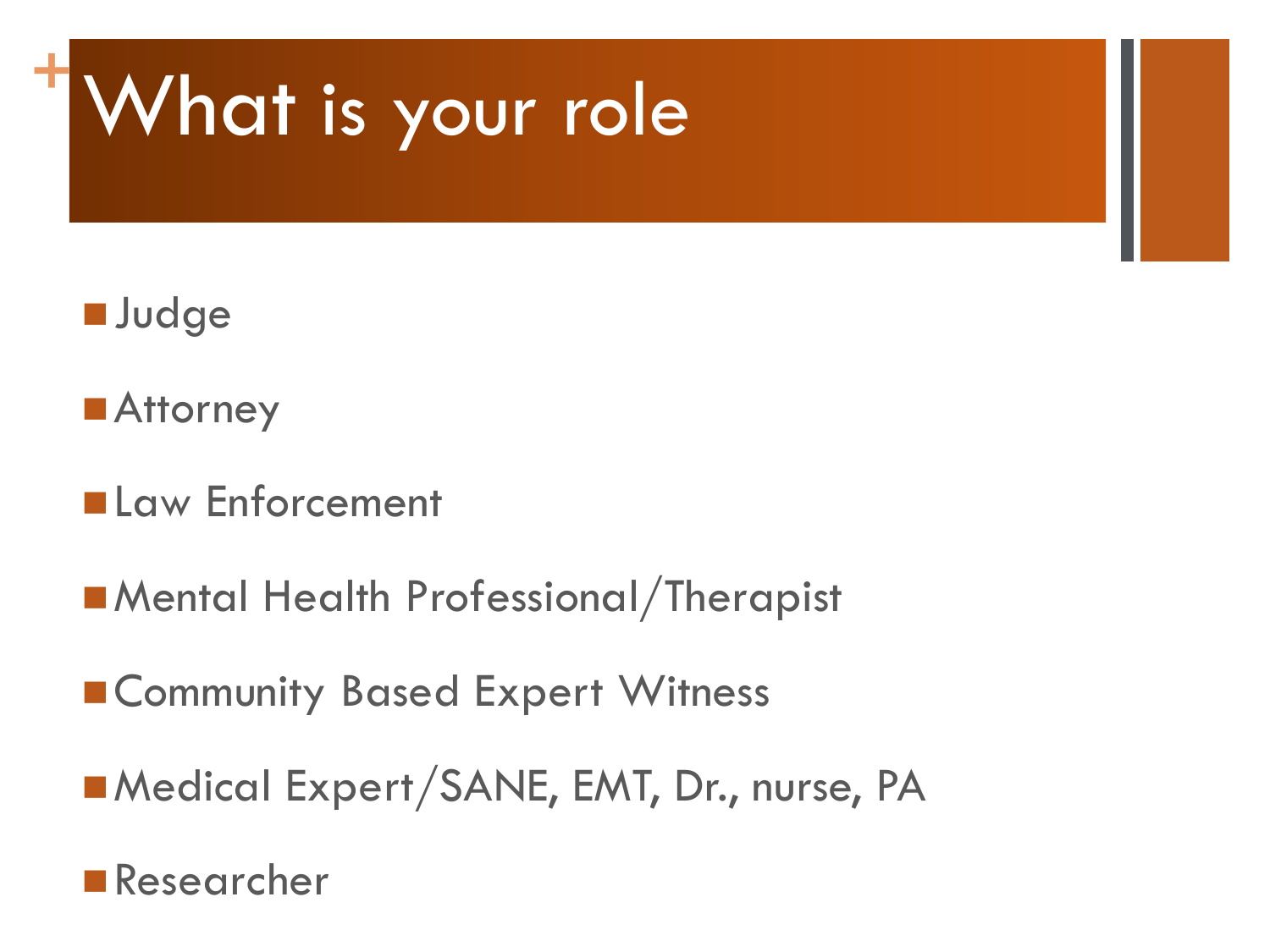# What is your role

- Judge
- Attorney
- Law Enforcement
- Mental Health Professional/Therapist
- Community Based Expert Witness
- Medical Expert/SANE, EMT, Dr., nurse, PA
- Researcher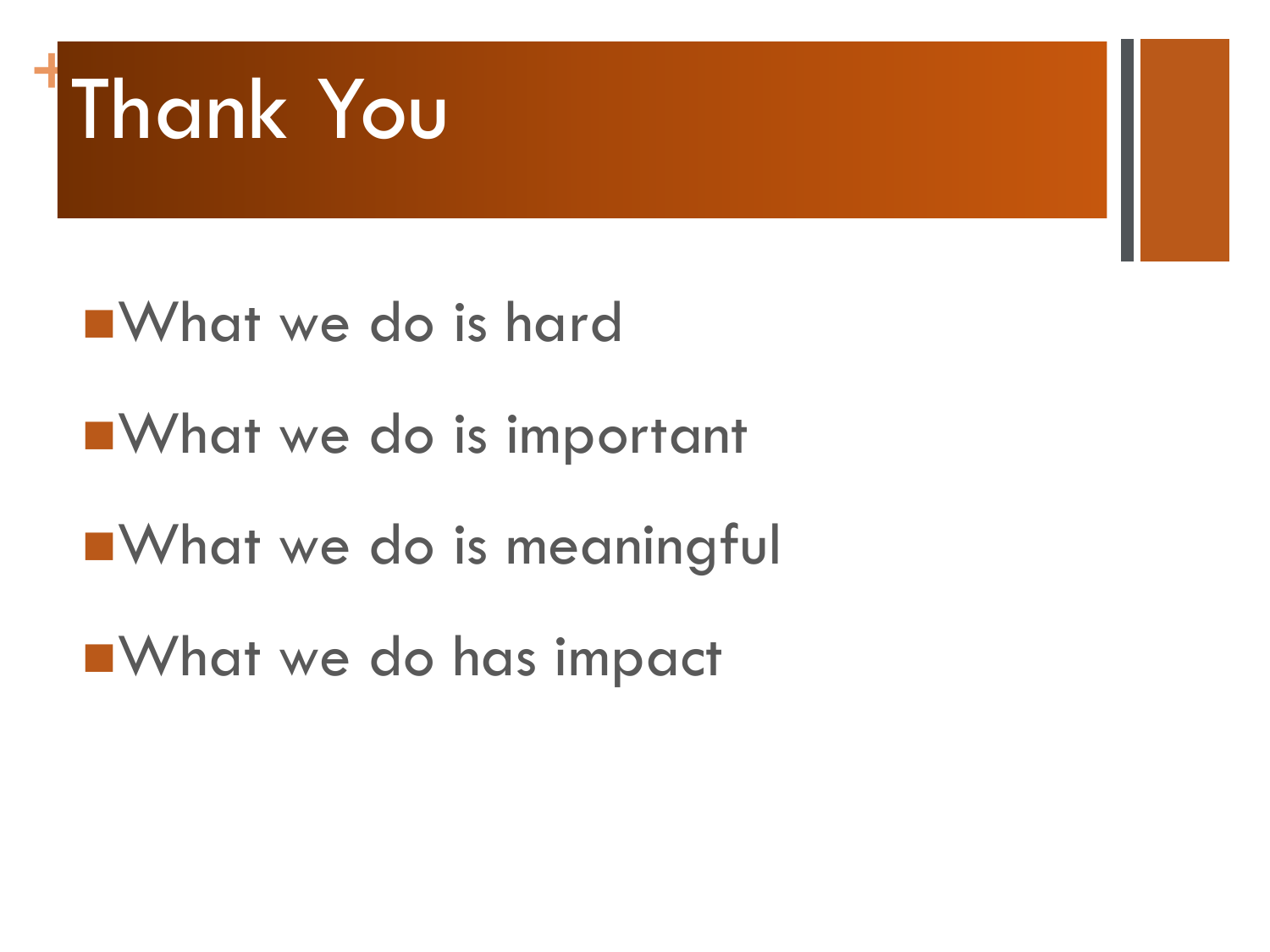# Thank You

- What we do is hard
- What we do is important
- What we do is meaningful
- What we do has impact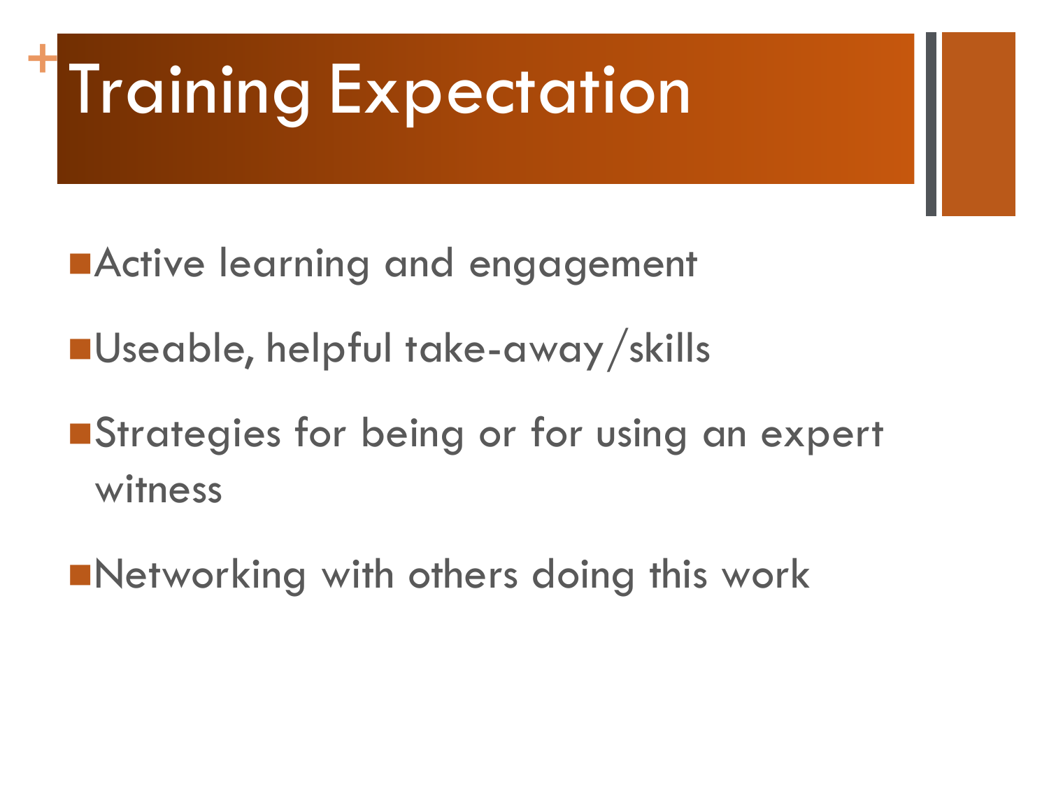# Training Expectation

- Active learning and engagement
- Useable, helpful take-away/skills
- Strategies for being or for using an expert witness
- Networking with others doing this work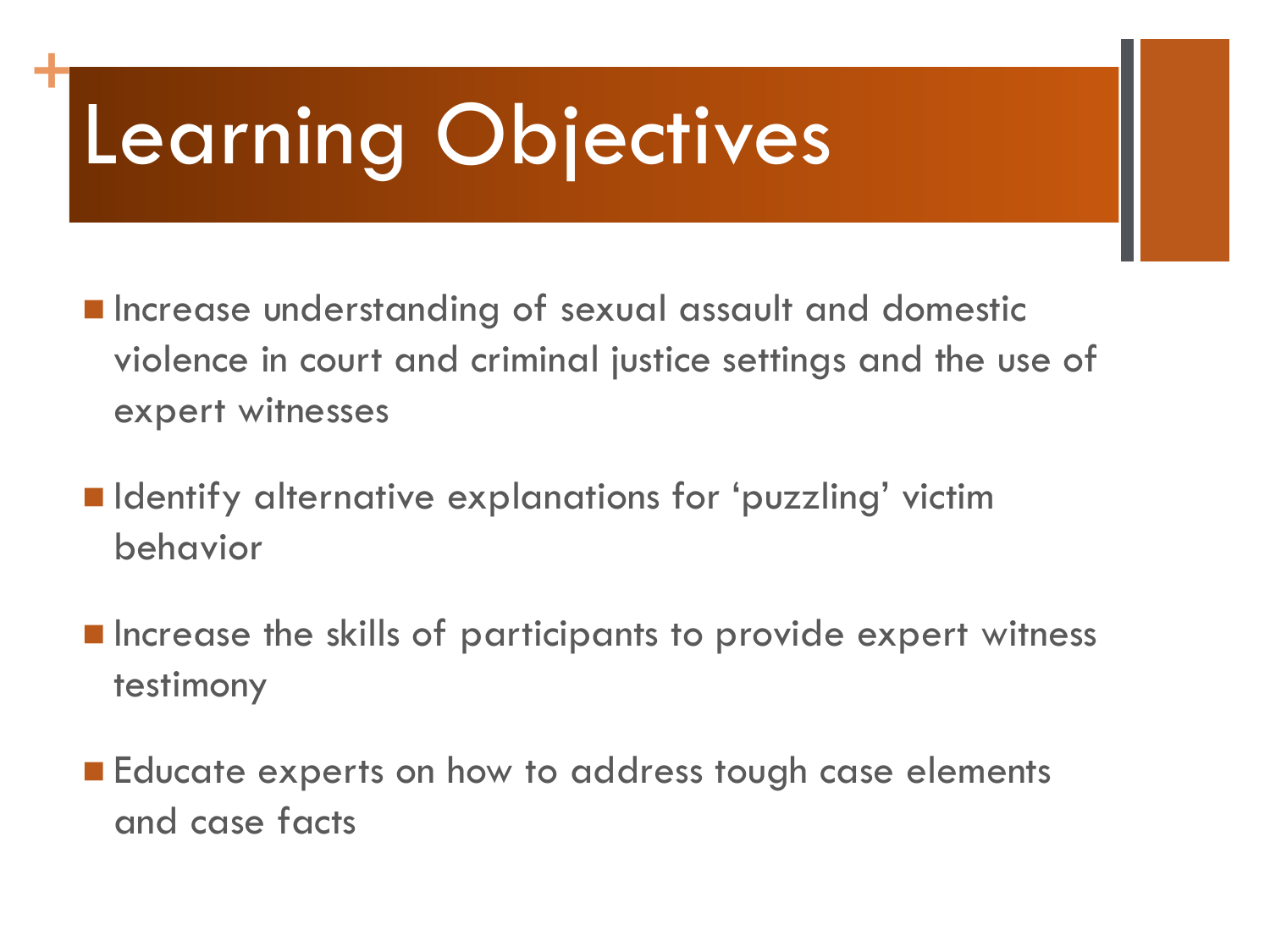# Learning Objectives

- Increase understanding of sexual assault and domestic violence in court and criminal justice settings and the use of expert witnesses
- Identify alternative explanations for 'puzzling' victim behavior
- Increase the skills of participants to provide expert witness testimony
- Educate experts on how to address tough case elements and case facts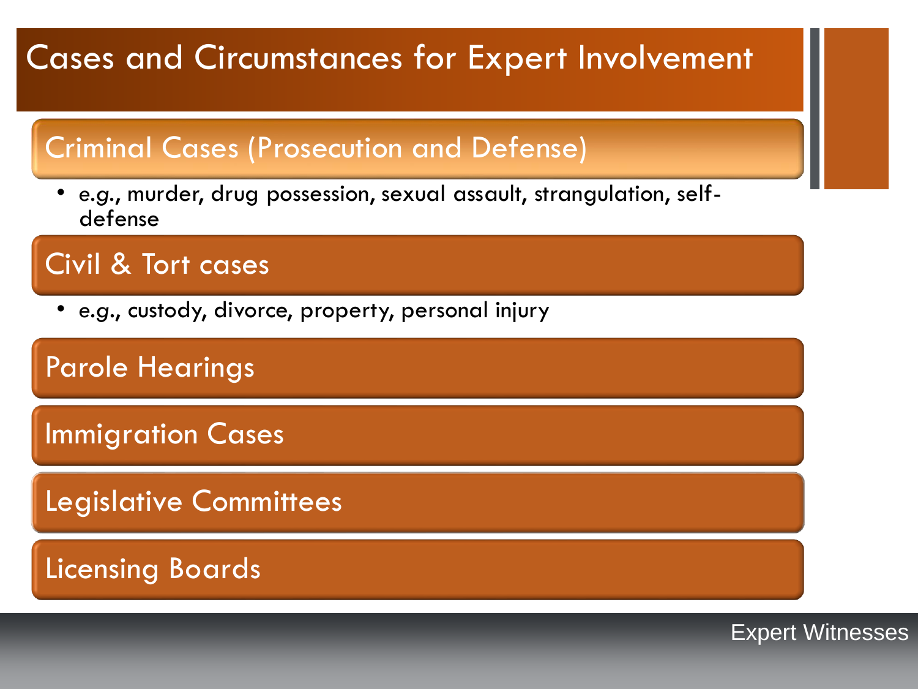# Cases and Circumstances for Expert Involvement

## Criminal Cases (Prosecution and Defense)

- *e.g.*, murder, drug possession, sexual assault, strangulation, self-defense

## Civil & Tort cases

- *e.g.*, custody, divorce, property, personal injury

## Parole Hearings

## Immigration Cases

## Legislative Committees

## Licensing Boards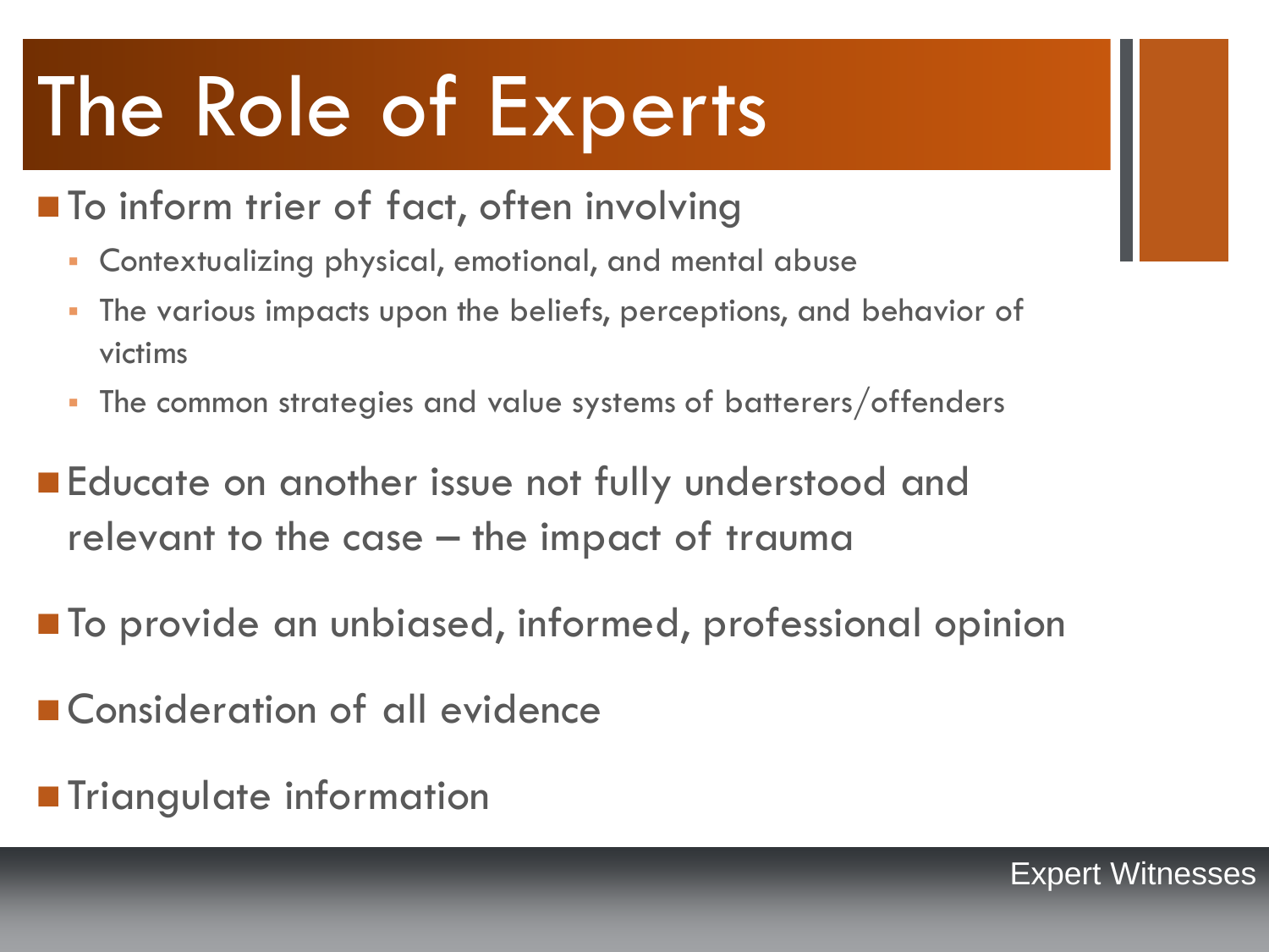# The Role of Experts

- To inform trier of fact, often involving
  - Contextualizing physical, emotional, and mental abuse
  - The various impacts upon the beliefs, perceptions, and behavior of victims
  - The common strategies and value systems of batterers/offenders
- Educate on another issue not fully understood and relevant to the case – the impact of trauma
- To provide an unbiased, informed, professional opinion
- Consideration of all evidence
- Triangulate information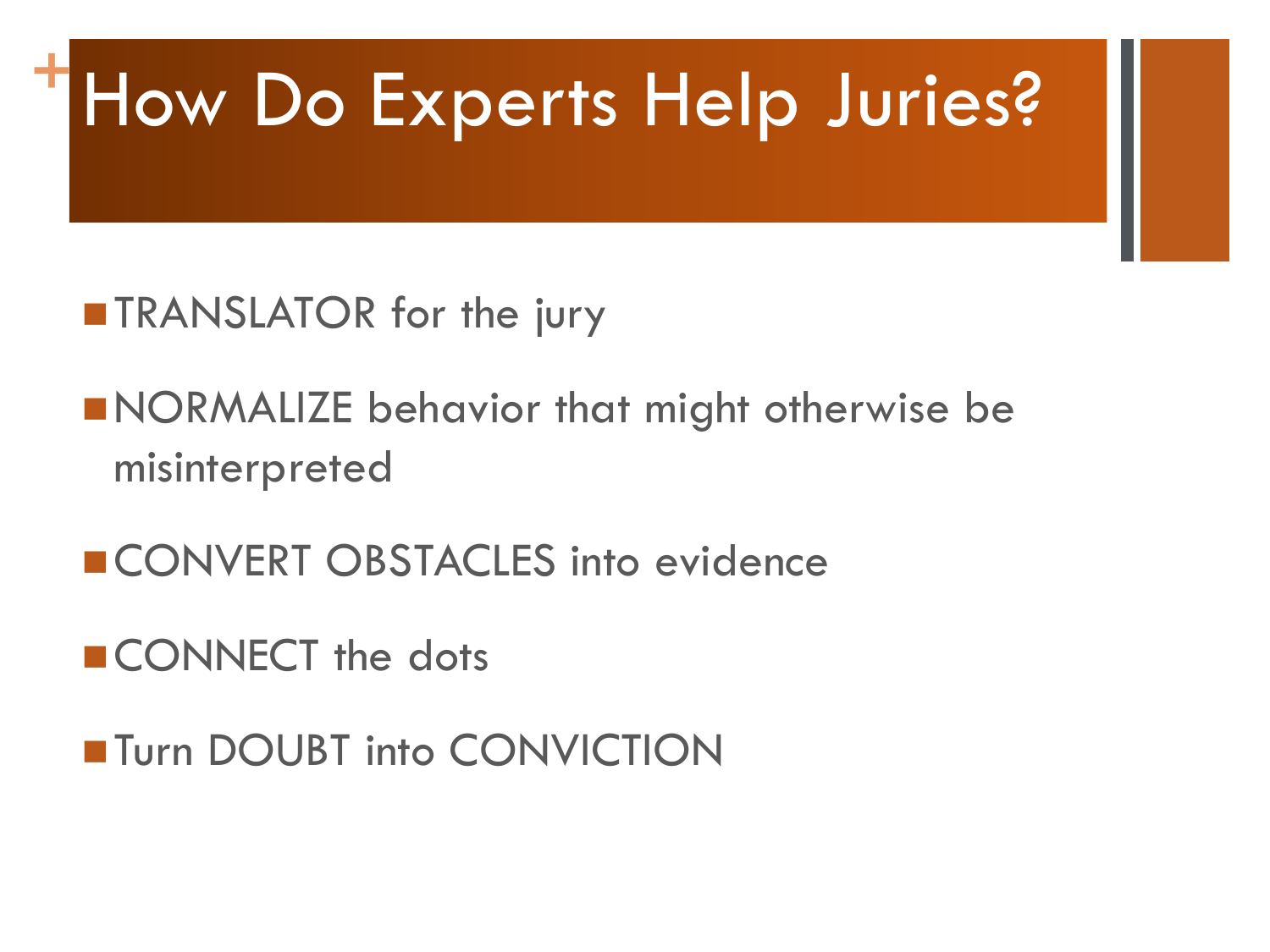# How Do Experts Help Juries?

- TRANSLATOR for the jury
- NORMALIZE behavior that might otherwise be misinterpreted
- CONVERT OBSTACLES into evidence
- CONNECT the dots
- Turn DOUBT into CONVICTION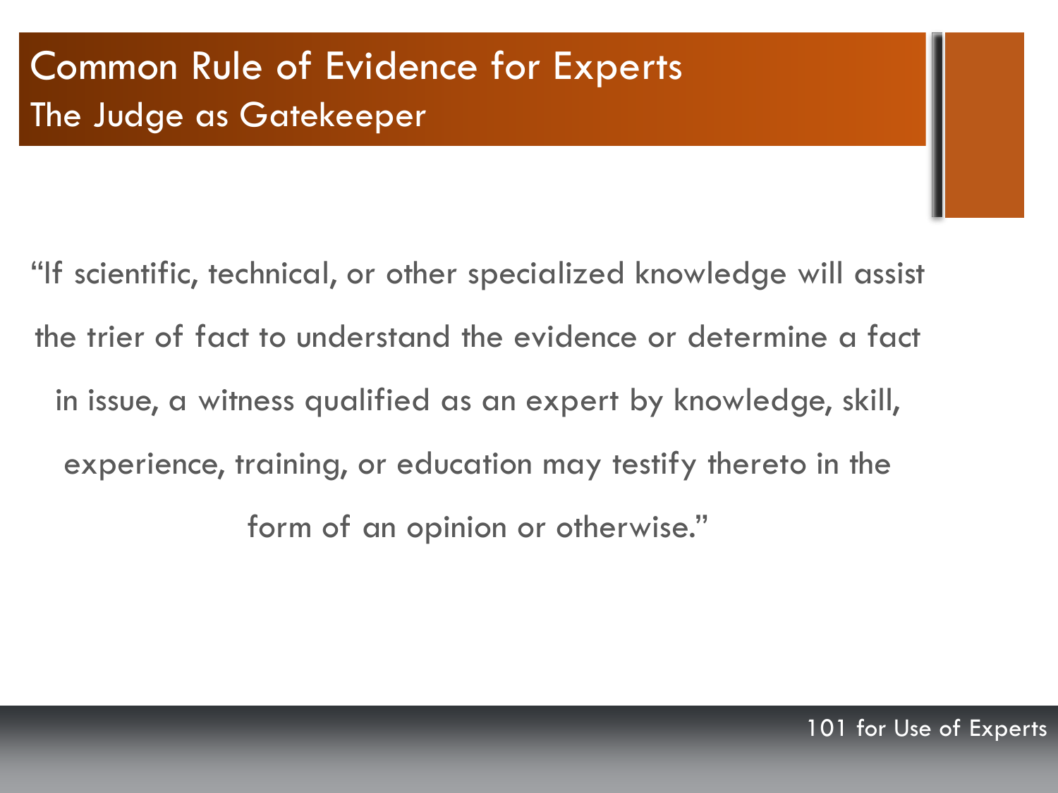# Common Rule of Evidence for Experts

## The Judge as Gatekeeper

"If scientific, technical, or other specialized knowledge will assist the trier of fact to understand the evidence or determine a fact in issue, a witness qualified as an expert by knowledge, skill, experience, training, or education may testify thereto in the form of an opinion or otherwise."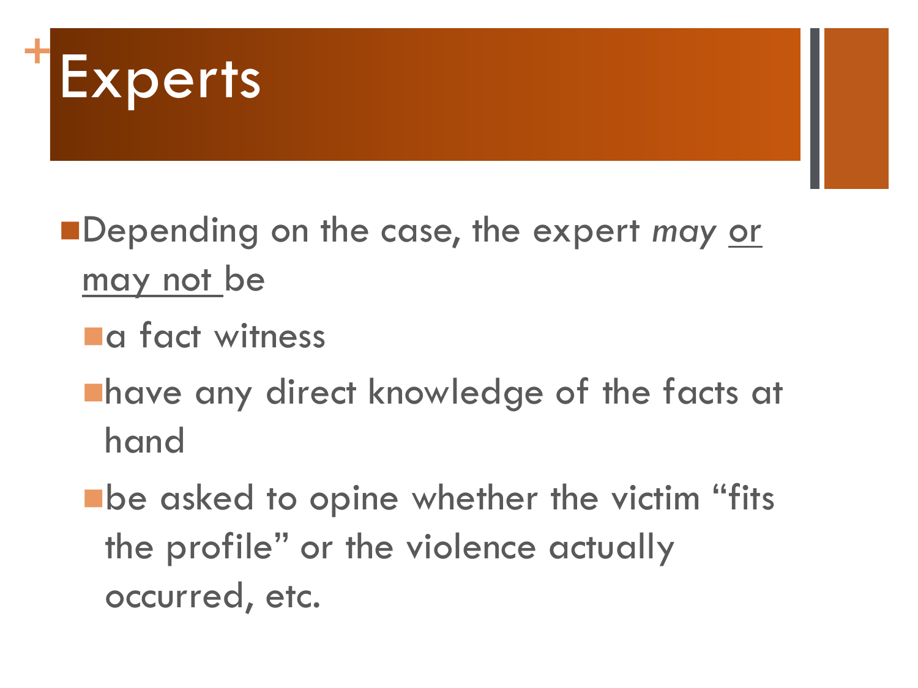# Experts

- Depending on the case, the expert *may* <u>or may not</u> be
  - a fact witness
  - have any direct knowledge of the facts at hand
  - be asked to opine whether the victim "fits the profile" or the violence actually occurred, etc.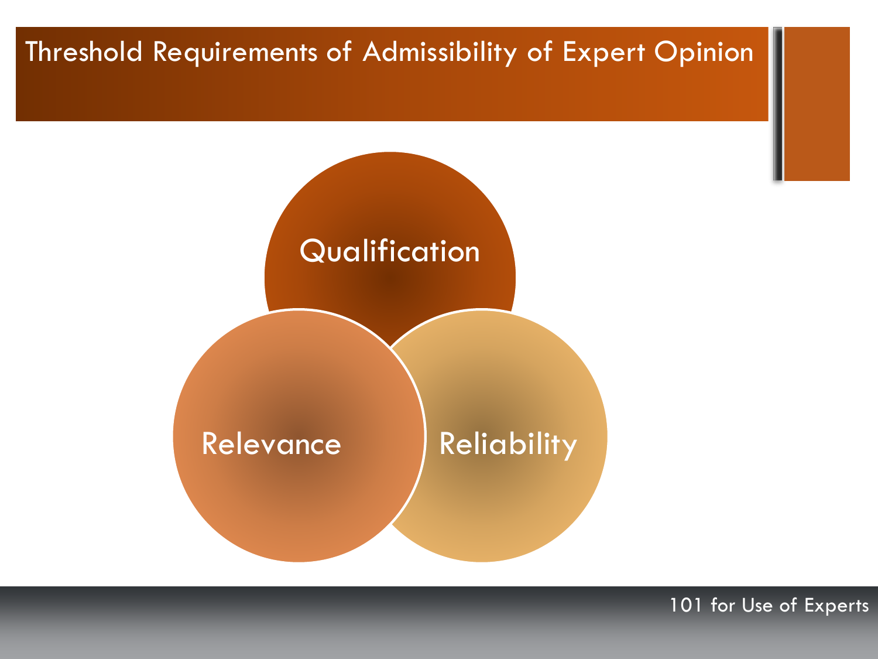# Threshold Requirements of Admissibility of Expert Opinion

- Qualification
- Relevance
- Reliability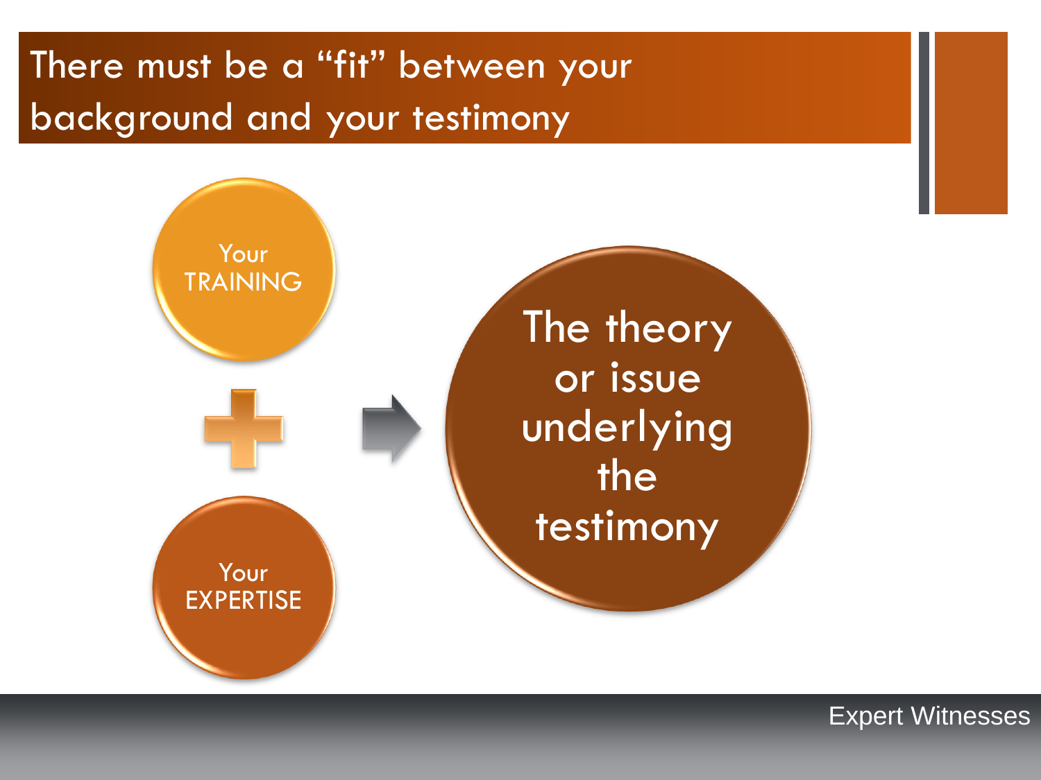# There must be a "fit" between your background and your testimony

Your TRAINING

+

Your EXPERTISE

→

The theory or issue underlying the testimony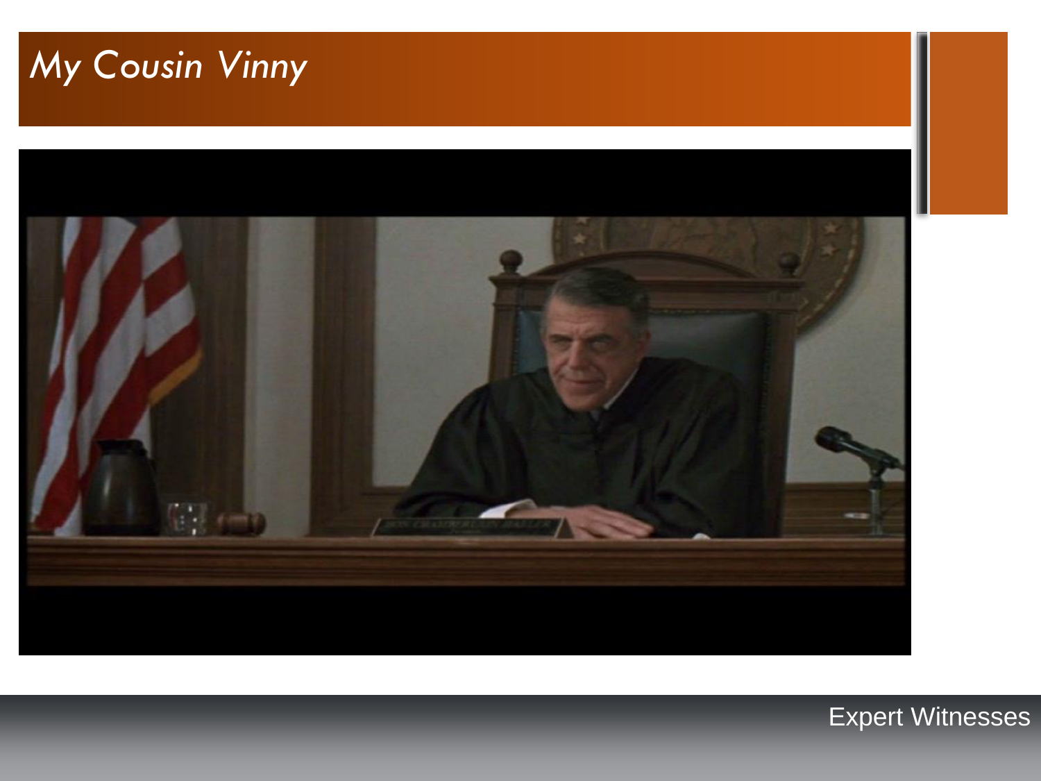# *My Cousin Vinny*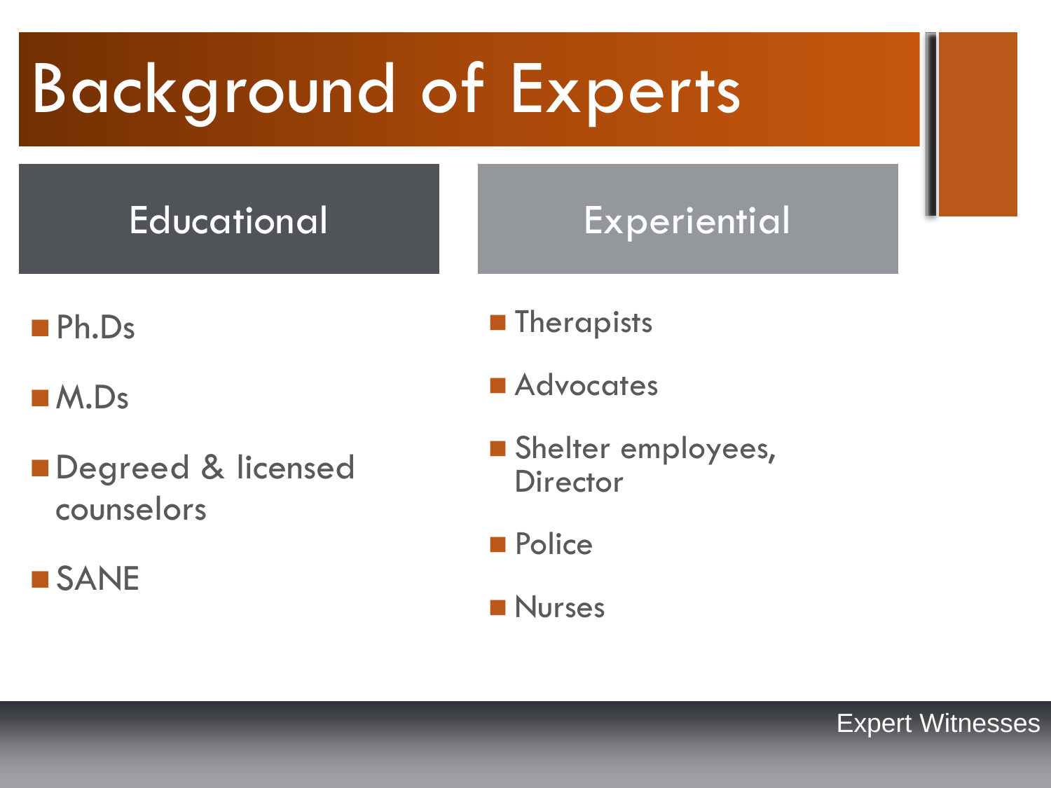# Background of Experts

## Educational

- Ph.Ds
- M.Ds
- Degreed & licensed counselors
- SANE

## Experiential

- Therapists
- Advocates
- Shelter employees, Director
- Police
- Nurses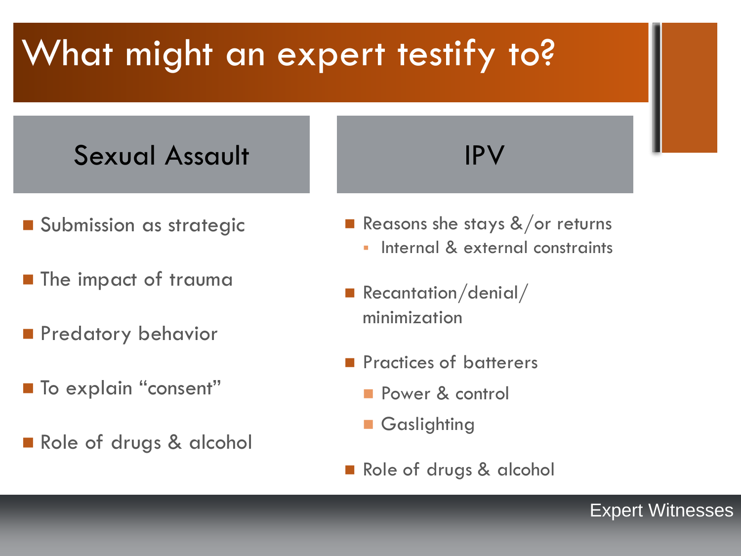# What might an expert testify to?

## Sexual Assault

- Submission as strategic
- The impact of trauma
- Predatory behavior
- To explain “consent”
- Role of drugs & alcohol

## IPV

- Reasons she stays &/or returns
  - Internal & external constraints
- Recantation/denial/ minimization
- Practices of batterers
  - Power & control
  - Gaslighting
- Role of drugs & alcohol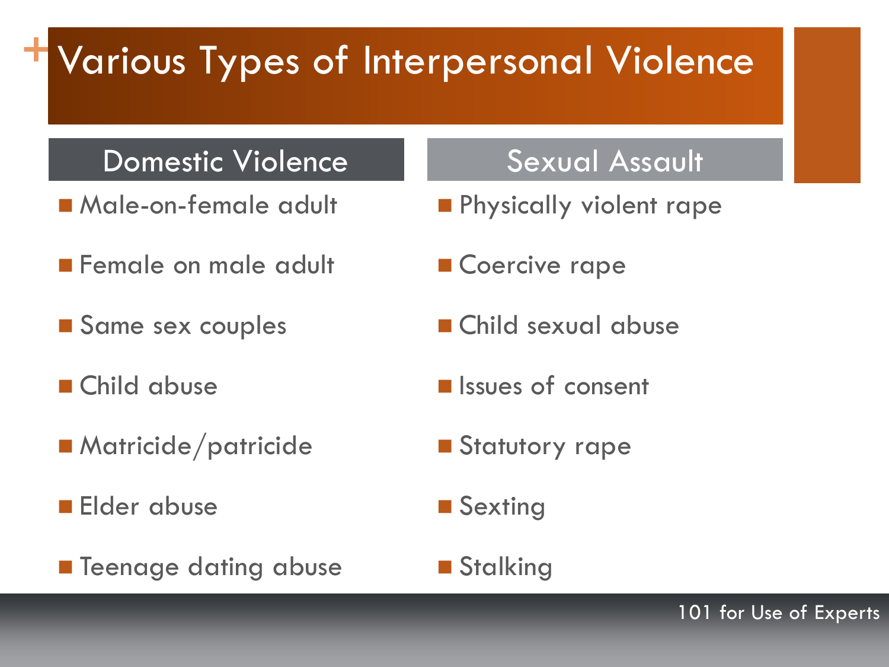# Various Types of Interpersonal Violence

## Domestic Violence

- Male-on-female adult
- Female on male adult
- Same sex couples
- Child abuse
- Matricide/patricide
- Elder abuse
- Teenage dating abuse

## Sexual Assault

- Physically violent rape
- Coercive rape
- Child sexual abuse
- Issues of consent
- Statutory rape
- Sexting
- Stalking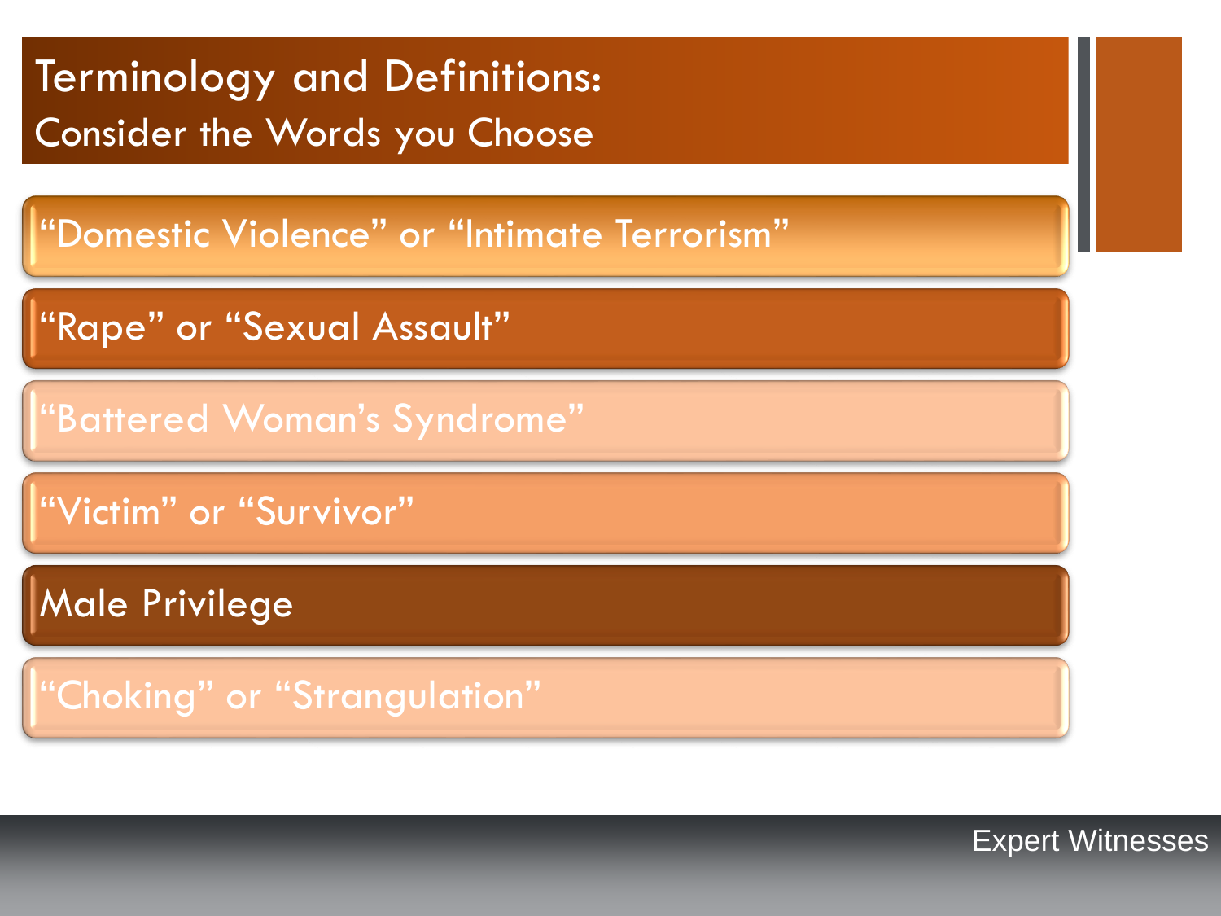# Terminology and Definitions:
## Consider the Words you Choose

- "Domestic Violence" or "Intimate Terrorism"
- "Rape" or "Sexual Assault"
- "Battered Woman's Syndrome"
- "Victim" or "Survivor"
- Male Privilege
- "Choking" or "Strangulation"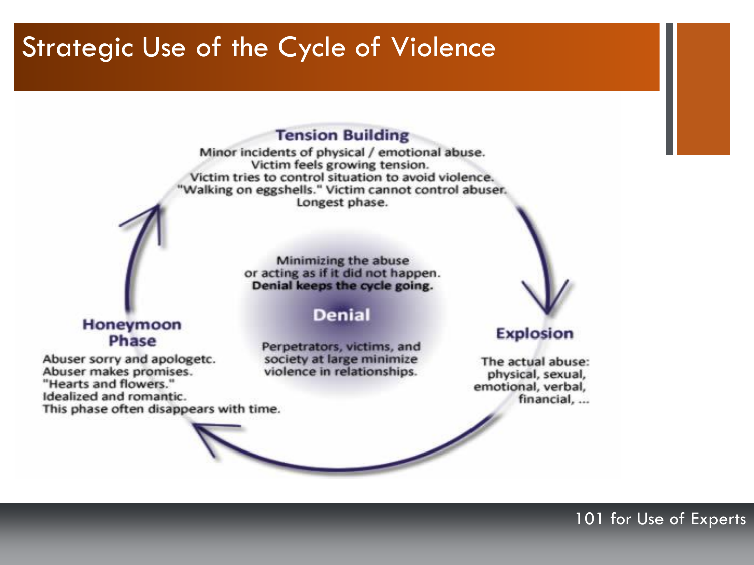# Strategic Use of the Cycle of Violence

## Tension Building

Minor incidents of physical / emotional abuse.
Victim feels growing tension.
Victim tries to control situation to avoid violence.
"Walking on eggshells." Victim cannot control abuser.
Longest phase.

## Explosion

The actual abuse:
physical, sexual,
emotional, verbal,
financial, ...

## Honeymoon Phase

Abuser sorry and apologetc.
Abuser makes promises.
"Hearts and flowers."
Idealized and romantic.
This phase often disappears with time.

## Denial

Minimizing the abuse
or acting as if it did not happen.
**Denial keeps the cycle going.**

Perpetrators, victims, and
society at large minimize
violence in relationships.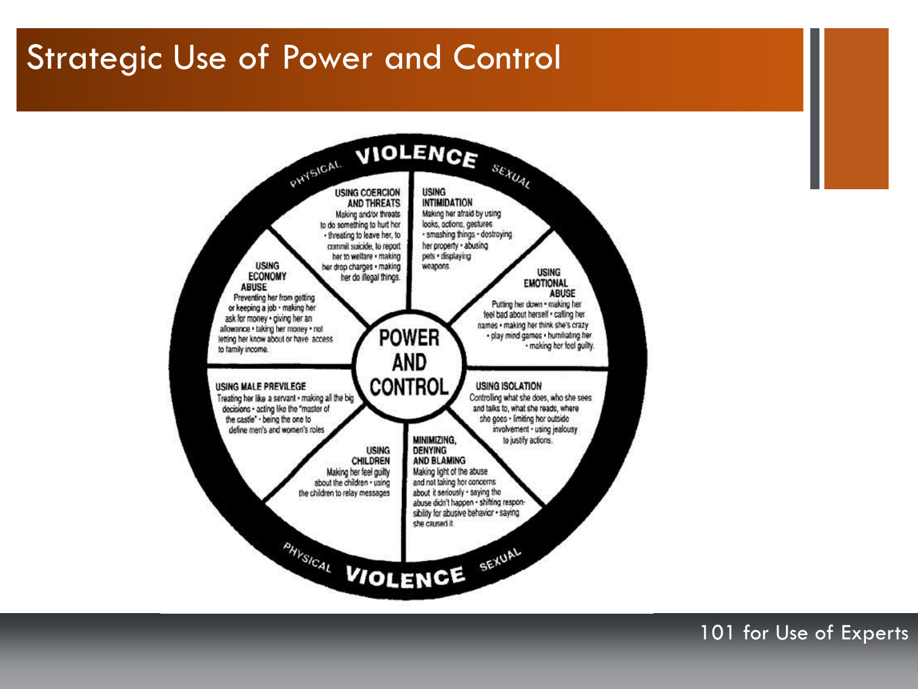# Strategic Use of Power and Control

**VIOLENCE** — PHYSICAL — SEXUAL

**POWER AND CONTROL**

**USING COERCION AND THREATS**
Making and/or threats to do something to hurt her • threating to leave her, to commit suicide, to report her to welfare • making her drop charges • making her do illegal things.

**USING INTIMIDATION**
Making her afraid by using looks, actions, gestures • smashing things • destroying her property • abusing pets • displaying weapons.

**USING EMOTIONAL ABUSE**
Putting her down • making her feel bad about herself • calling her names • making her think she's crazy • play mind games • humiliating her • making her feel guilty.

**USING ISOLATION**
Controlling what she does, who she sees and talks to, what she reads, where she goes • limiting her outside involvement • using jealousy to justify actions.

**MINIMIZING, DENYING AND BLAMING**
Making light of the abuse and not taking her concerns about it seriously • saying the abuse didn't happen • shifting responsibility for abusive behavior • saying she caused it.

**USING CHILDREN**
Making her feel guilty about the children • using the children to relay messages

**USING MALE PREVILEGE**
Treating her like a servant • making all the big decisions • acting like the "master of the castle" • being the one to define men's and women's roles

**USING ECONOMY ABUSE**
Preventing her from getting or keeping a job • making her ask for money • giving her an allowance • taking her money • not letting her know about or have access to family income.

PHYSICAL — **VIOLENCE** — SEXUAL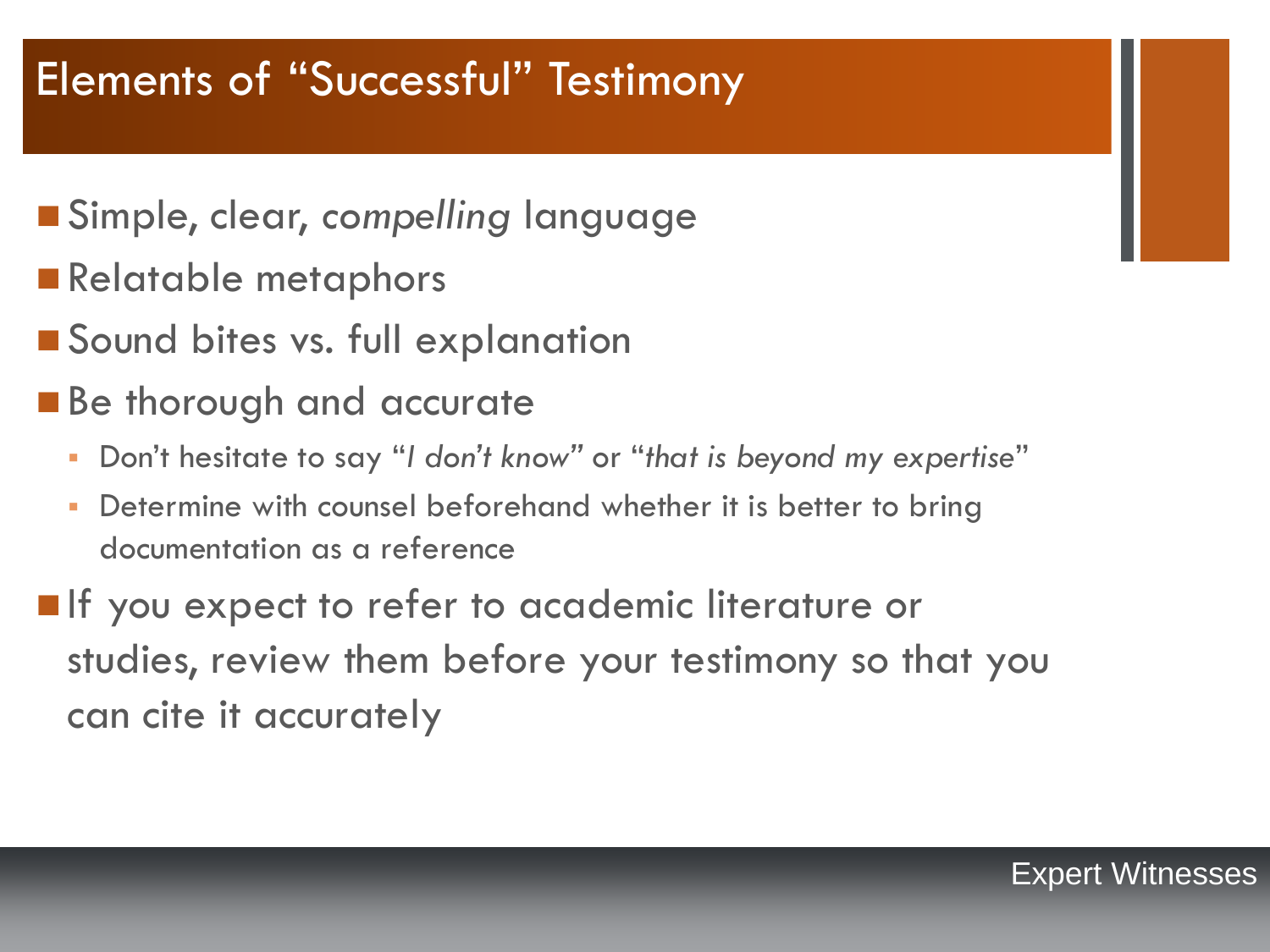# Elements of "Successful" Testimony

- Simple, clear, *compelling* language
- Relatable metaphors
- Sound bites vs. full explanation
- Be thorough and accurate
  - Don't hesitate to say "*I don't know*" or "*that is beyond my expertise*"
  - Determine with counsel beforehand whether it is better to bring documentation as a reference
- If you expect to refer to academic literature or studies, review them before your testimony so that you can cite it accurately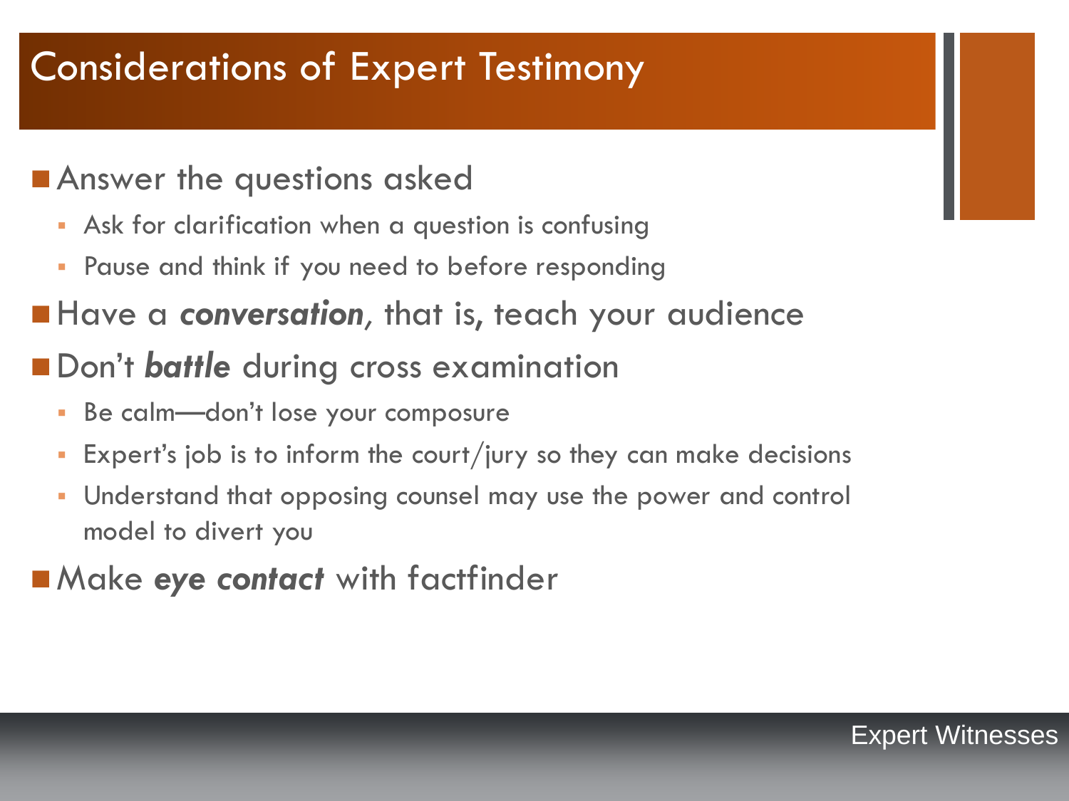# Considerations of Expert Testimony

- Answer the questions asked
  - Ask for clarification when a question is confusing
  - Pause and think if you need to before responding
- Have a ***conversation***, that is, teach your audience
- Don't ***battle*** during cross examination
  - Be calm—don't lose your composure
  - Expert's job is to inform the court/jury so they can make decisions
  - Understand that opposing counsel may use the power and control model to divert you
- Make ***eye contact*** with factfinder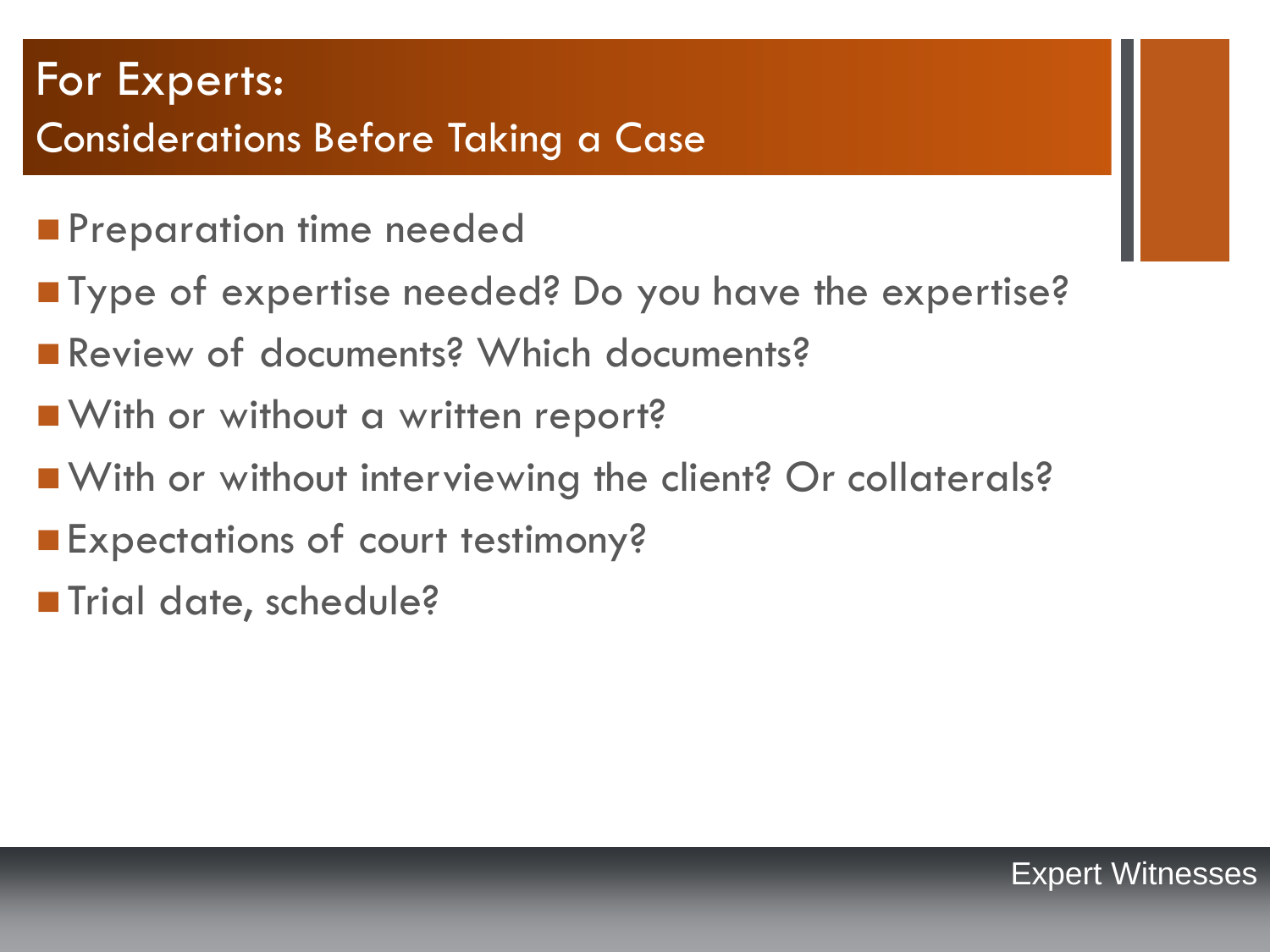# For Experts:
## Considerations Before Taking a Case

- Preparation time needed
- Type of expertise needed? Do you have the expertise?
- Review of documents? Which documents?
- With or without a written report?
- With or without interviewing the client? Or collaterals?
- Expectations of court testimony?
- Trial date, schedule?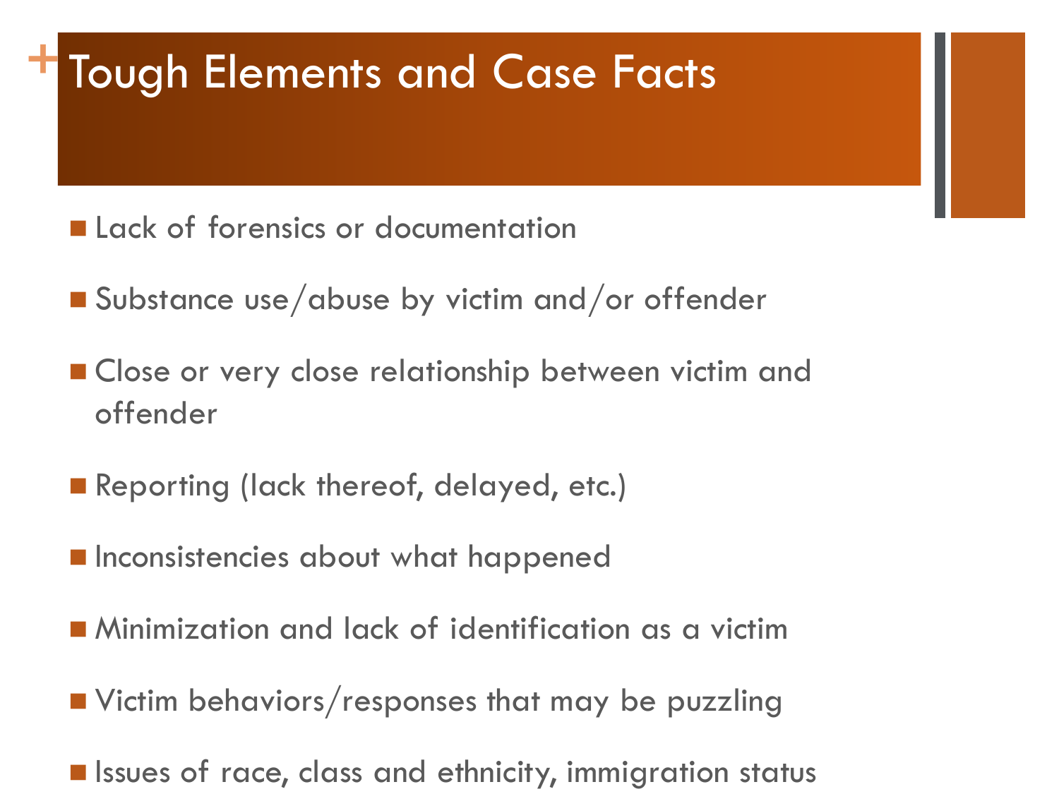# Tough Elements and Case Facts

- Lack of forensics or documentation
- Substance use/abuse by victim and/or offender
- Close or very close relationship between victim and offender
- Reporting (lack thereof, delayed, etc.)
- Inconsistencies about what happened
- Minimization and lack of identification as a victim
- Victim behaviors/responses that may be puzzling
- Issues of race, class and ethnicity, immigration status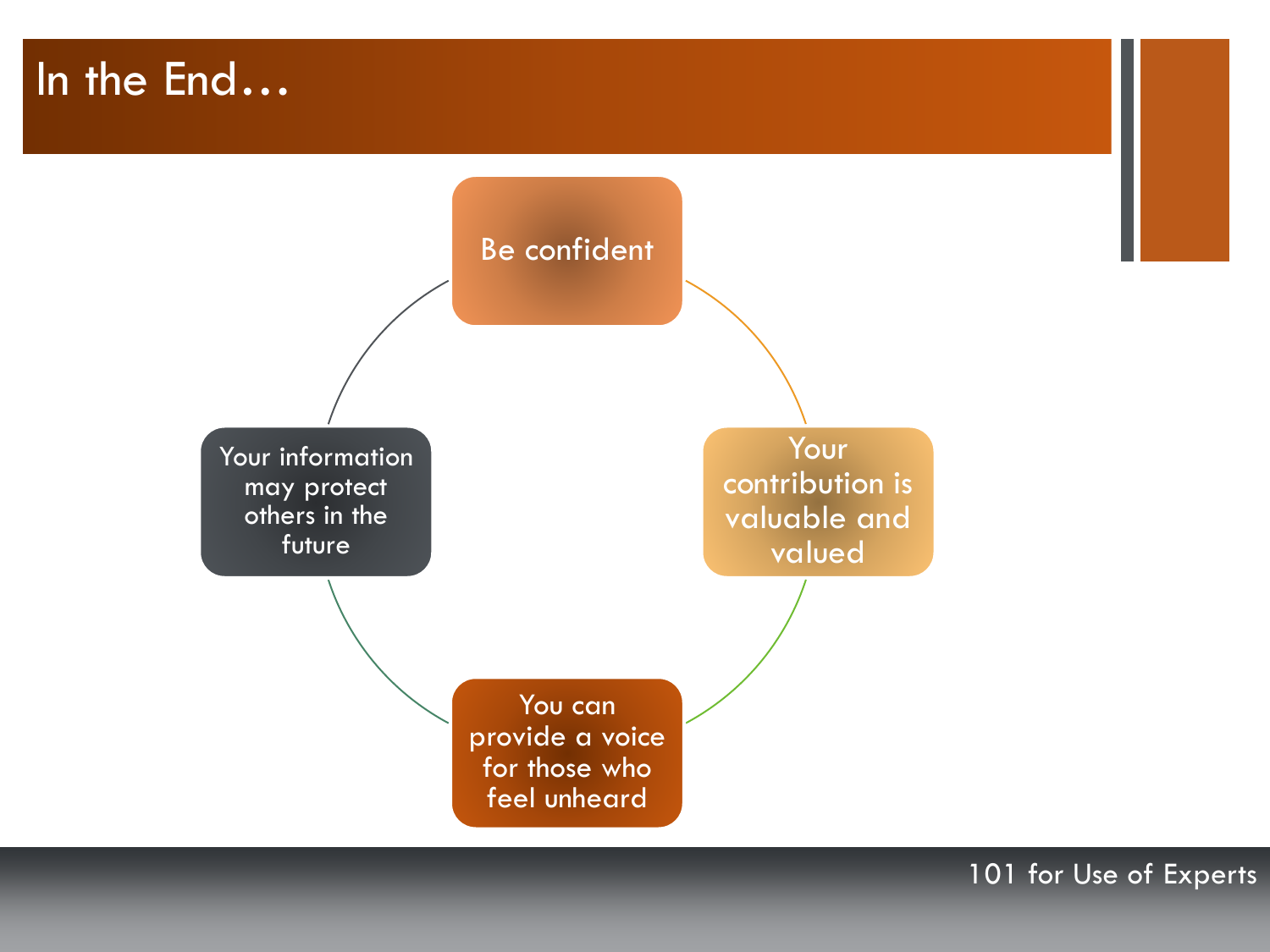# In the End…

- Be confident
- Your contribution is valuable and valued
- You can provide a voice for those who feel unheard
- Your information may protect others in the future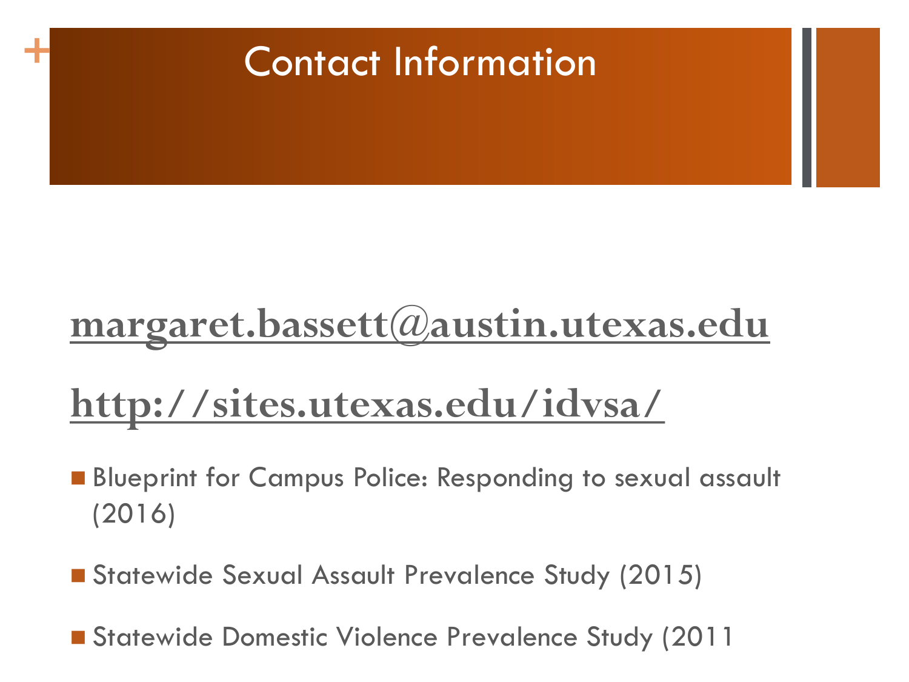# Contact Information

**margaret.bassett@austin.utexas.edu**

**http://sites.utexas.edu/idvsa/**

- Blueprint for Campus Police: Responding to sexual assault (2016)
- Statewide Sexual Assault Prevalence Study (2015)
- Statewide Domestic Violence Prevalence Study (2011